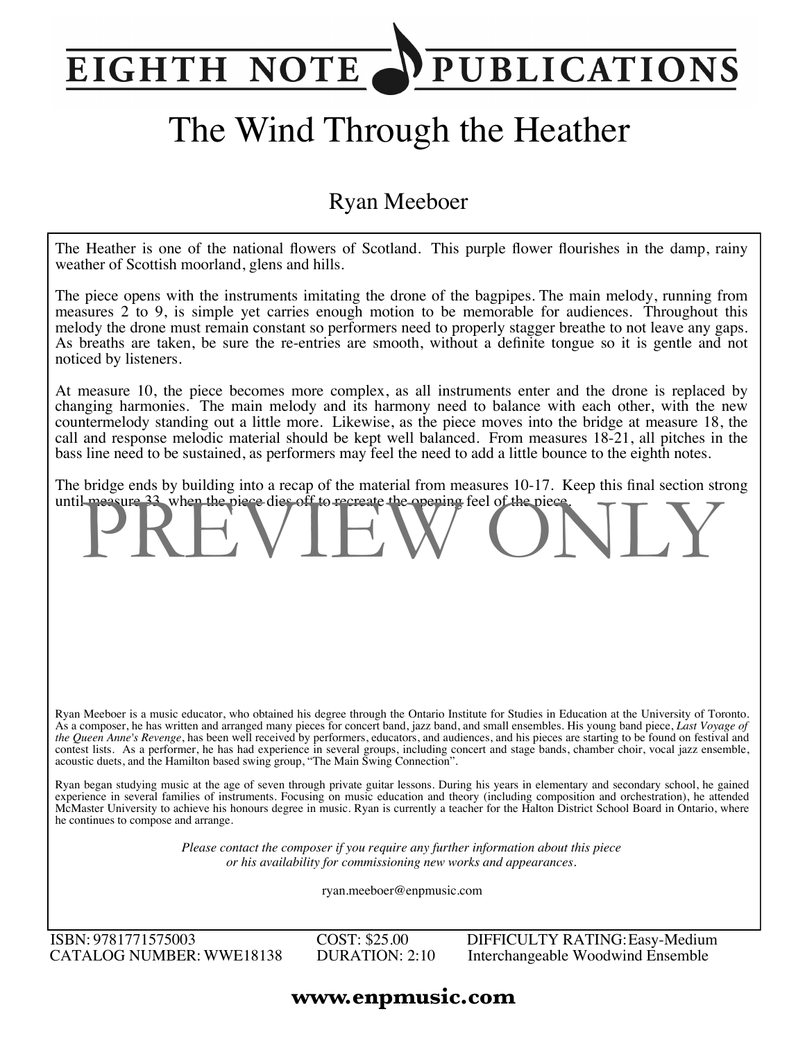# EIGHTH NOTE PUBLICATIONS

# The Wind Through the Heather

## Ryan Meeboer

The Heather is one of the national flowers of Scotland. This purple flower flourishes in the damp, rainy weather of Scottish moorland, glens and hills.

The piece opens with the instruments imitating the drone of the bagpipes. The main melody, running from measures 2 to 9, is simple yet carries enough motion to be memorable for audiences. Throughout this melody the drone must remain constant so performers need to properly stagger breathe to not leave any gaps. As breaths are taken, be sure the re-entries are smooth, without a definite tongue so it is gentle and not noticed by listeners.

At measure 10, the piece becomes more complex, as all instruments enter and the drone is replaced by changing harmonies. The main melody and its harmony need to balance with each other, with the new countermelody standing out a little more. Likewise, as the piece moves into the bridge at measure 18, the call and response melodic material should be kept well balanced. From measures 18-21, all pitches in the bass line need to be sustained, as performers may feel the need to add a little bounce to the eighth notes.

The bridge ends by building into a recap of the material from measures 10-17. Keep this final section strong until measure 33, when the piece dies off to recreate the opening feel of the piece.

PREVIEW ONLY

Ryan Meeboer is a music educator, who obtained his degree through the Ontario Institute for Studies in Education at the University of Toronto. As a composer, he has written and arranged many pieces for concert band, jazz band, and small ensembles. His young band piece, *Last Voyage of the Queen Anne's Revenge*, has been well received by performers, educators, and audiences, and his pieces are starting to be found on festival and contest lists. As a performer, he has had experience in several groups, including concert and stage bands, chamber choir, vocal jazz ensemble, acoustic duets, and the Hamilton based swing group, "The Main Swing Connection".

Ryan began studying music at the age of seven through private guitar lessons. During his years in elementary and secondary school, he gained experience in several families of instruments. Focusing on music education and theory (including composition and orchestration), he attended McMaster University to achieve his honours degree in music. Ryan is currently a teacher for the Halton District School Board in Ontario, where he continues to compose and arrange.

*Please contact the composer if you require any further information about this piece or his availability for commissioning new works and appearances.*

ryan.meeboer@enpmusic.com

ISBN: 9781771575003
CATALOG NUMBER: WWE18138
COST: $25.00
DURATION: 2:10
DIFFICULTY RATING: Easy-Medium
Interchangeable Woodwind Ensemble

**www.enpmusic.com**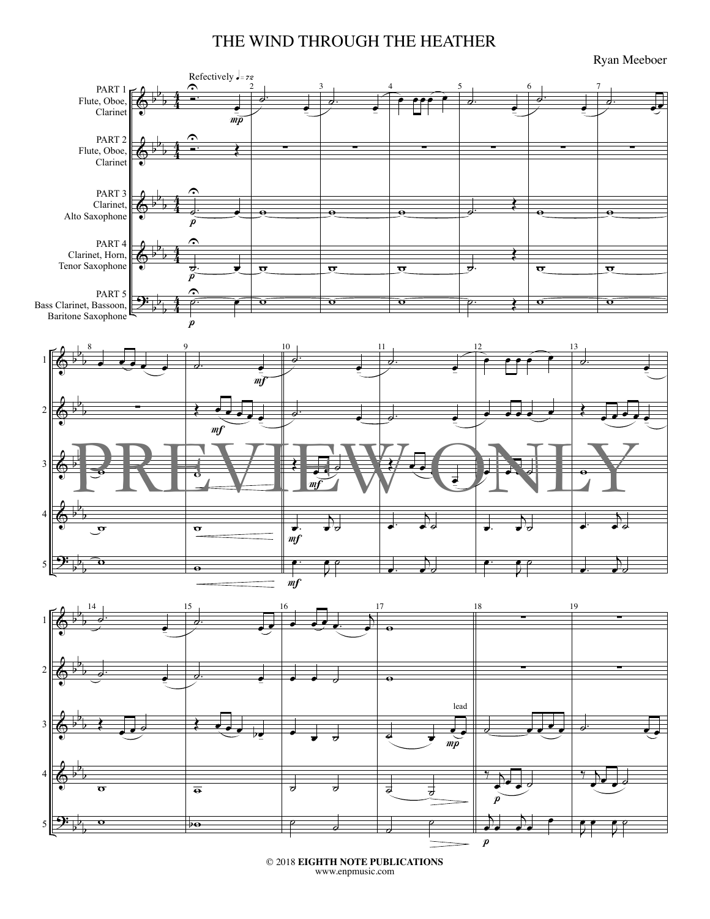# THE WIND THROUGH THE HEATHER

Ryan Meeboer

Refectively ♩= 72

PART 1
Flute, Oboe,
Clarinet

PART 2
Flute, Oboe,
Clarinet

PART 3
Clarinet,
Alto Saxophone

PART 4
Clarinet, Horn,
Tenor Saxophone

PART 5
Bass Clarinet, Bassoon,
Baritone Saxophone

PREVIEW ONLY

© 2018 **EIGHTH NOTE PUBLICATIONS**
www.enpmusic.com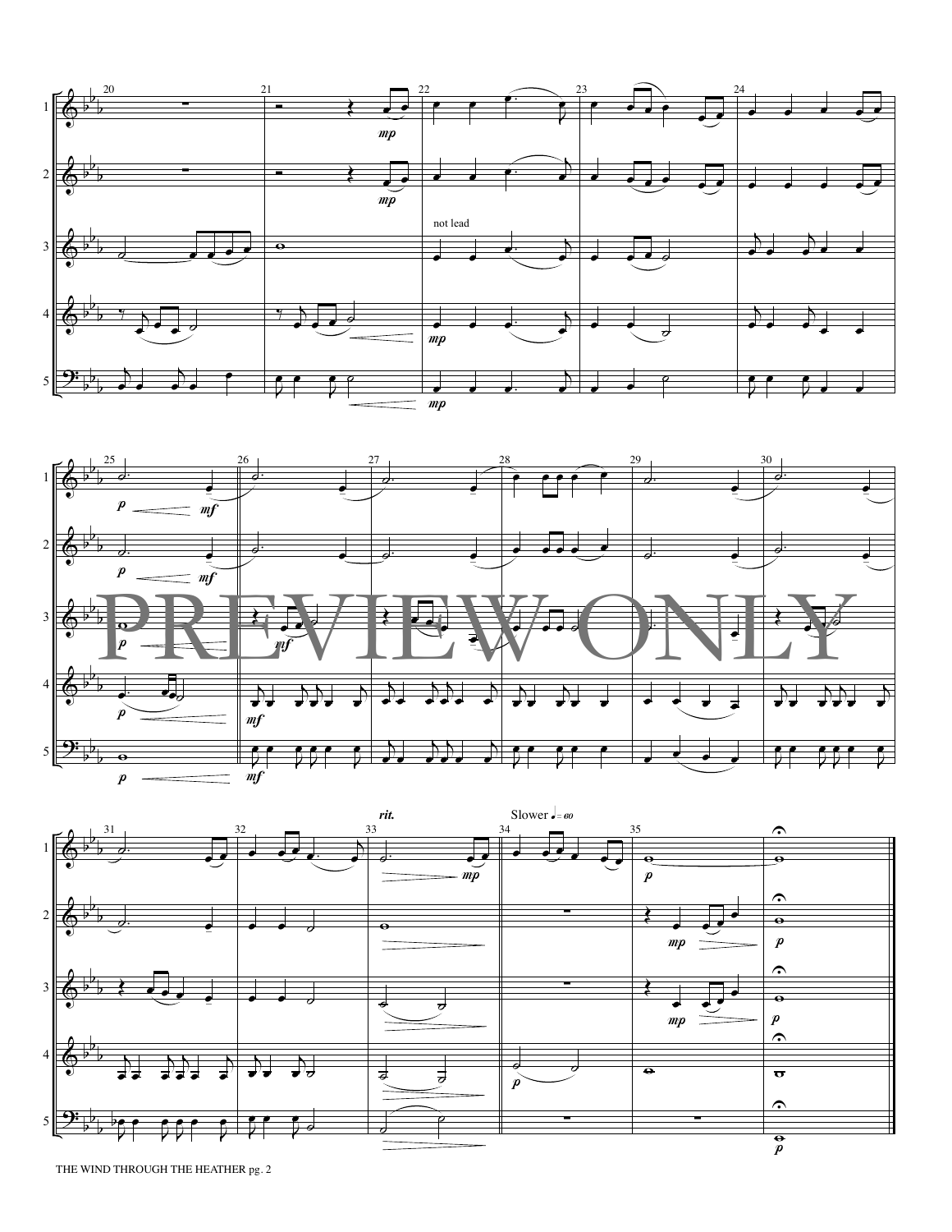not lead

*rit.*

Slower ♩ = 60